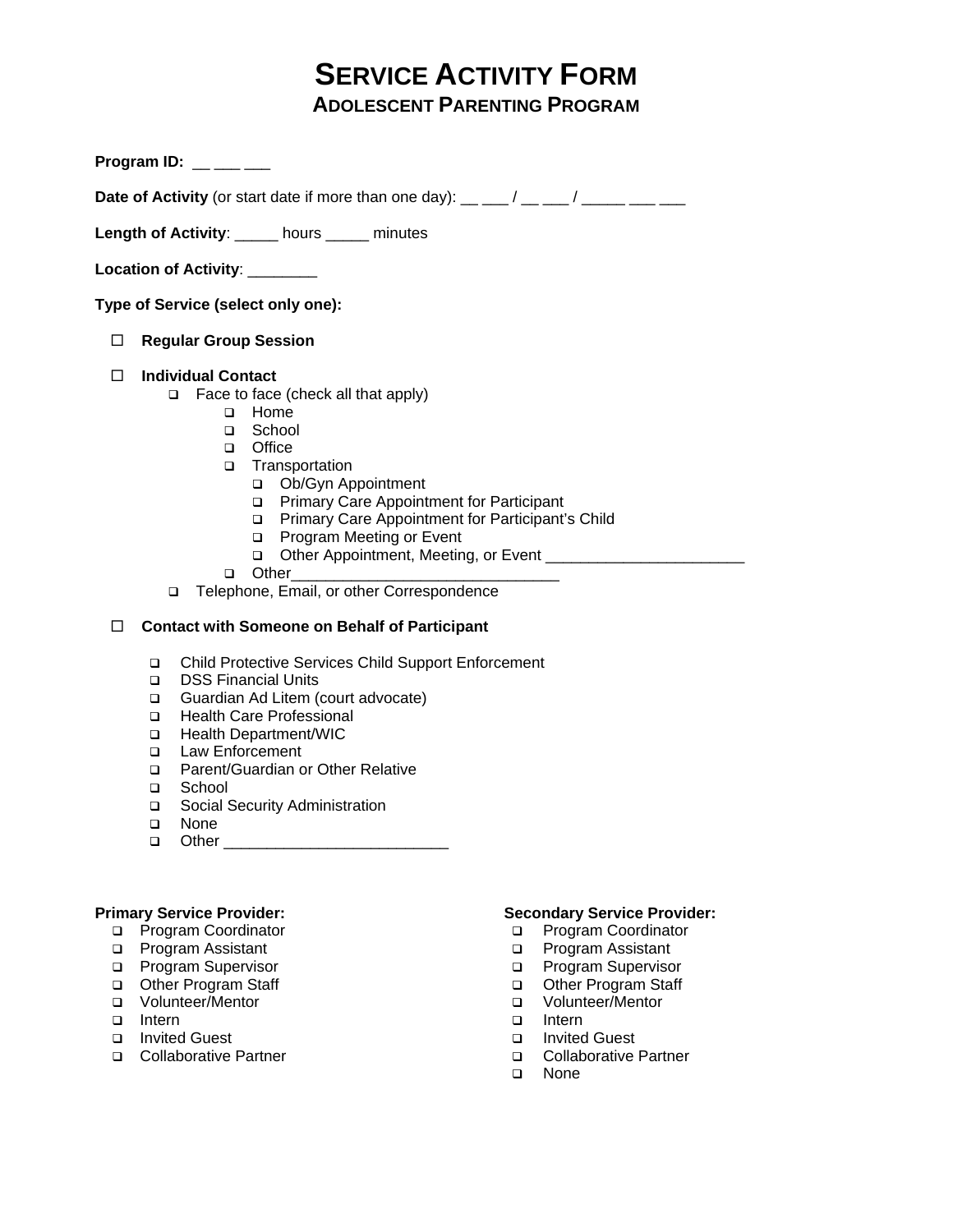# SERVICE ACTIVITY FORM

## ADOLESCENT PARENTING PROGRAM

**Program ID:** __ ___ ___

**Date of Activity** (or start date if more than one day): __ ___ / __ ___ / _____ ___ ___

**Length of Activity**: _____ hours _____ minutes

**Location of Activity**: ________

**Type of Service (select only one):**

- ☐ **Regular Group Session**
- ☐ **Individual Contact**
  - ❑ Face to face (check all that apply)
    - ❑ Home
    - ❑ School
    - ❑ Office
    - ❑ Transportation
      - ❑ Ob/Gyn Appointment
      - ❑ Primary Care Appointment for Participant
      - ❑ Primary Care Appointment for Participant's Child
      - ❑ Program Meeting or Event
      - ❑ Other Appointment, Meeting, or Event _______________________
    - ❑ Other_______________________________
  - ❑ Telephone, Email, or other Correspondence
- ☐ **Contact with Someone on Behalf of Participant**
  - ❑ Child Protective Services Child Support Enforcement
  - ❑ DSS Financial Units
  - ❑ Guardian Ad Litem (court advocate)
  - ❑ Health Care Professional
  - ❑ Health Department/WIC
  - ❑ Law Enforcement
  - ❑ Parent/Guardian or Other Relative
  - ❑ School
  - ❑ Social Security Administration
  - ❑ None
  - ❑ Other _________________________

**Primary Service Provider:**

- ❑ Program Coordinator
- ❑ Program Assistant
- ❑ Program Supervisor
- ❑ Other Program Staff
- ❑ Volunteer/Mentor
- ❑ Intern
- ❑ Invited Guest
- ❑ Collaborative Partner

**Secondary Service Provider:**

- ❑ Program Coordinator
- ❑ Program Assistant
- ❑ Program Supervisor
- ❑ Other Program Staff
- ❑ Volunteer/Mentor
- ❑ Intern
- ❑ Invited Guest
- ❑ Collaborative Partner
- ❑ None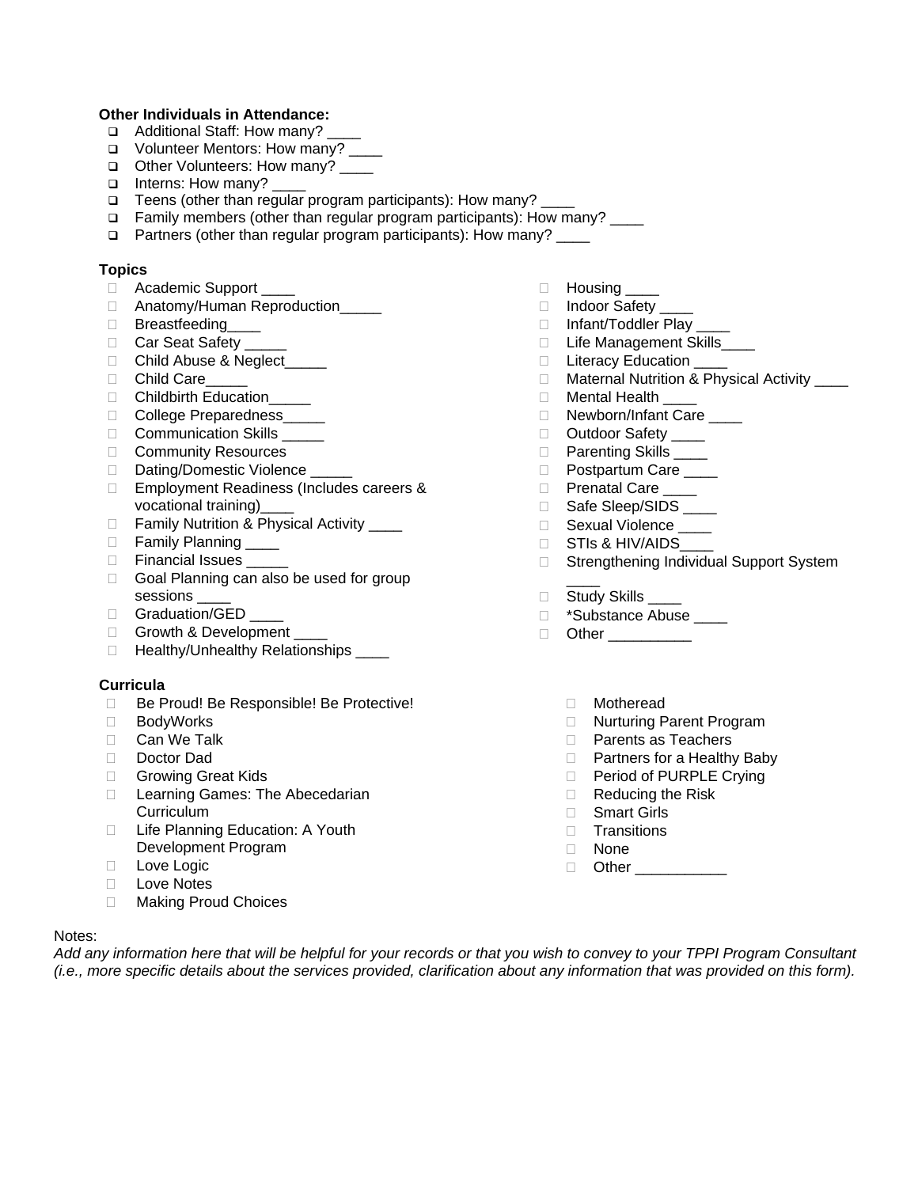**Other Individuals in Attendance:**

- ❑ Additional Staff: How many? ____
- ❑ Volunteer Mentors: How many? ____
- ❑ Other Volunteers: How many? ____
- ❑ Interns: How many? ____
- ❑ Teens (other than regular program participants): How many? ____
- ❑ Family members (other than regular program participants): How many? ____
- ❑ Partners (other than regular program participants): How many? ____

**Topics**

- ☐ Academic Support ____
- ☐ Anatomy/Human Reproduction_____
- ☐ Breastfeeding____
- ☐ Car Seat Safety _____
- ☐ Child Abuse & Neglect_____
- ☐ Child Care_____
- ☐ Childbirth Education_____
- ☐ College Preparedness_____
- ☐ Communication Skills _____
- ☐ Community Resources
- ☐ Dating/Domestic Violence _____
- ☐ Employment Readiness (Includes careers & vocational training)____
- ☐ Family Nutrition & Physical Activity ____
- ☐ Family Planning ____
- ☐ Financial Issues _____
- ☐ Goal Planning can also be used for group sessions ____
- ☐ Graduation/GED ____
- ☐ Growth & Development ____
- ☐ Healthy/Unhealthy Relationships ____
- ☐ Housing ____
- ☐ Indoor Safety ____
- ☐ Infant/Toddler Play ____
- ☐ Life Management Skills____
- ☐ Literacy Education ____
- ☐ Maternal Nutrition & Physical Activity ____
- ☐ Mental Health ____
- ☐ Newborn/Infant Care ____
- ☐ Outdoor Safety ____
- ☐ Parenting Skills ____
- ☐ Postpartum Care ____
- ☐ Prenatal Care ____
- ☐ Safe Sleep/SIDS ____
- ☐ Sexual Violence ____
- ☐ STIs & HIV/AIDS____
- ☐ Strengthening Individual Support System ____
- ☐ Study Skills ____
- ☐ *Substance Abuse ____
- ☐ Other __________

**Curricula**

- ☐ Be Proud! Be Responsible! Be Protective!
- ☐ BodyWorks
- ☐ Can We Talk
- ☐ Doctor Dad
- ☐ Growing Great Kids
- ☐ Learning Games: The Abecedarian Curriculum
- ☐ Life Planning Education: A Youth Development Program
- ☐ Love Logic
- ☐ Love Notes
- ☐ Making Proud Choices
- ☐ Motheread
- ☐ Nurturing Parent Program
- ☐ Parents as Teachers
- ☐ Partners for a Healthy Baby
- ☐ Period of PURPLE Crying
- ☐ Reducing the Risk
- ☐ Smart Girls
- ☐ Transitions
- ☐ None
- ☐ Other ___________

Notes:

*Add any information here that will be helpful for your records or that you wish to convey to your TPPI Program Consultant (i.e., more specific details about the services provided, clarification about any information that was provided on this form).*